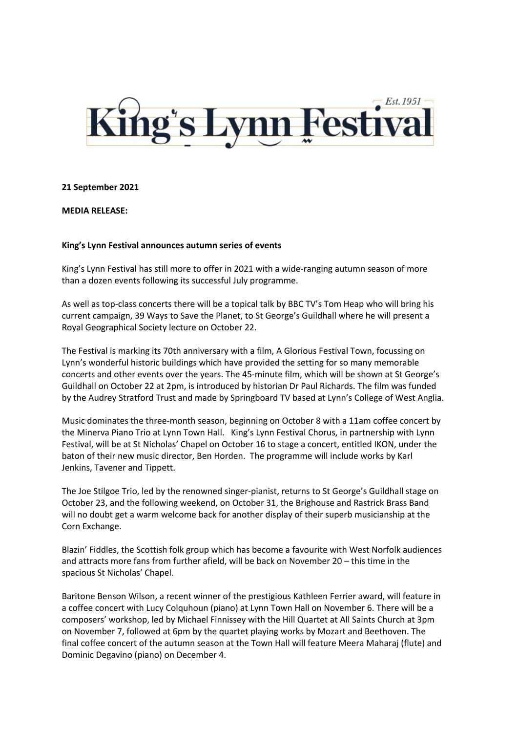# King's Lynn Festival

Est. 1951

**21 September 2021**

**MEDIA RELEASE:**

**King's Lynn Festival announces autumn series of events**

King's Lynn Festival has still more to offer in 2021 with a wide-ranging autumn season of more than a dozen events following its successful July programme.

As well as top-class concerts there will be a topical talk by BBC TV's Tom Heap who will bring his current campaign, 39 Ways to Save the Planet, to St George's Guildhall where he will present a Royal Geographical Society lecture on October 22.

The Festival is marking its 70th anniversary with a film, A Glorious Festival Town, focussing on Lynn's wonderful historic buildings which have provided the setting for so many memorable concerts and other events over the years. The 45-minute film, which will be shown at St George's Guildhall on October 22 at 2pm, is introduced by historian Dr Paul Richards. The film was funded by the Audrey Stratford Trust and made by Springboard TV based at Lynn's College of West Anglia.

Music dominates the three-month season, beginning on October 8 with a 11am coffee concert by the Minerva Piano Trio at Lynn Town Hall. King's Lynn Festival Chorus, in partnership with Lynn Festival, will be at St Nicholas' Chapel on October 16 to stage a concert, entitled IKON, under the baton of their new music director, Ben Horden. The programme will include works by Karl Jenkins, Tavener and Tippett.

The Joe Stilgoe Trio, led by the renowned singer-pianist, returns to St George's Guildhall stage on October 23, and the following weekend, on October 31, the Brighouse and Rastrick Brass Band will no doubt get a warm welcome back for another display of their superb musicianship at the Corn Exchange.

Blazin' Fiddles, the Scottish folk group which has become a favourite with West Norfolk audiences and attracts more fans from further afield, will be back on November 20 – this time in the spacious St Nicholas' Chapel.

Baritone Benson Wilson, a recent winner of the prestigious Kathleen Ferrier award, will feature in a coffee concert with Lucy Colquhoun (piano) at Lynn Town Hall on November 6. There will be a composers' workshop, led by Michael Finnissey with the Hill Quartet at All Saints Church at 3pm on November 7, followed at 6pm by the quartet playing works by Mozart and Beethoven. The final coffee concert of the autumn season at the Town Hall will feature Meera Maharaj (flute) and Dominic Degavino (piano) on December 4.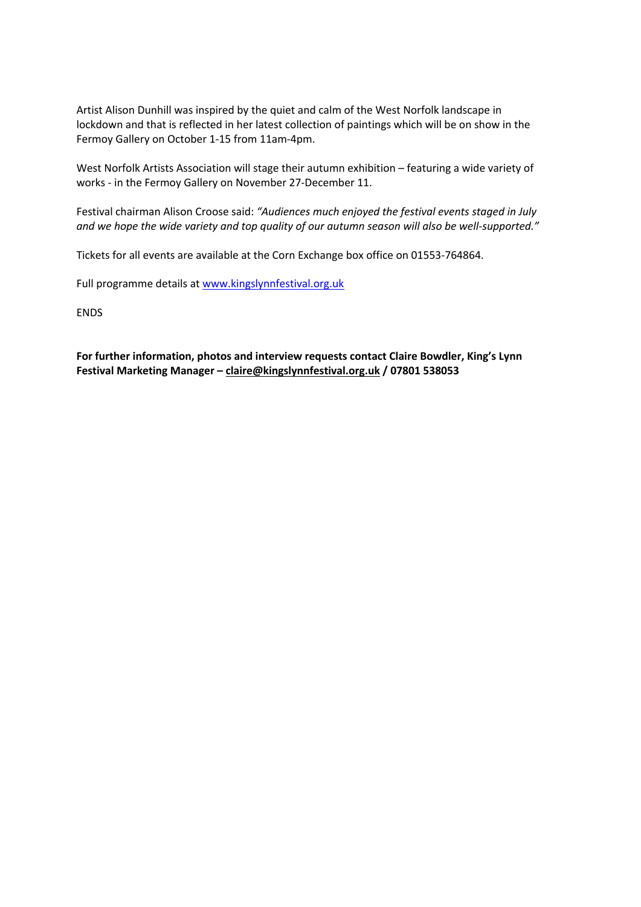Artist Alison Dunhill was inspired by the quiet and calm of the West Norfolk landscape in lockdown and that is reflected in her latest collection of paintings which will be on show in the Fermoy Gallery on October 1-15 from 11am-4pm.

West Norfolk Artists Association will stage their autumn exhibition – featuring a wide variety of works - in the Fermoy Gallery on November 27-December 11.

Festival chairman Alison Croose said: *"Audiences much enjoyed the festival events staged in July and we hope the wide variety and top quality of our autumn season will also be well-supported."*

Tickets for all events are available at the Corn Exchange box office on 01553-764864.

Full programme details at [www.kingslynnfestival.org.uk](http://www.kingslynnfestival.org.uk)

ENDS

**For further information, photos and interview requests contact Claire Bowdler, King's Lynn Festival Marketing Manager – [claire@kingslynnfestival.org.uk](mailto:claire@kingslynnfestival.org.uk) / 07801 538053**